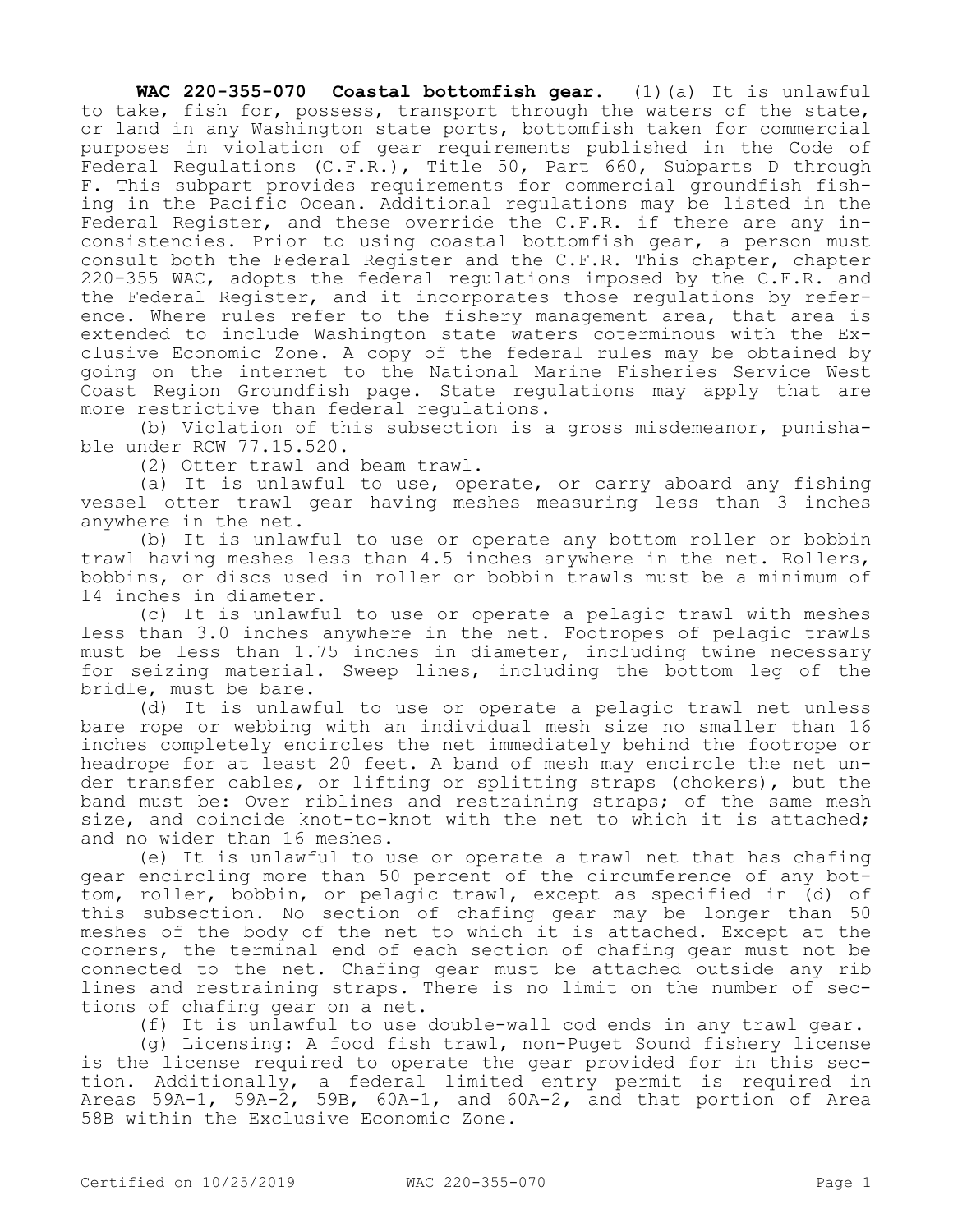**WAC 220-355-070 Coastal bottomfish gear.** (1)(a) It is unlawful to take, fish for, possess, transport through the waters of the state, or land in any Washington state ports, bottomfish taken for commercial purposes in violation of gear requirements published in the Code of Federal Regulations (C.F.R.), Title 50, Part 660, Subparts D through F. This subpart provides requirements for commercial groundfish fishing in the Pacific Ocean. Additional regulations may be listed in the Federal Register, and these override the C.F.R. if there are any inconsistencies. Prior to using coastal bottomfish gear, a person must consult both the Federal Register and the C.F.R. This chapter, chapter 220-355 WAC, adopts the federal regulations imposed by the C.F.R. and the Federal Register, and it incorporates those regulations by reference. Where rules refer to the fishery management area, that area is extended to include Washington state waters coterminous with the Exclusive Economic Zone. A copy of the federal rules may be obtained by going on the internet to the National Marine Fisheries Service West Coast Region Groundfish page. State regulations may apply that are more restrictive than federal regulations.

(b) Violation of this subsection is a gross misdemeanor, punishable under RCW 77.15.520.

(2) Otter trawl and beam trawl.

(a) It is unlawful to use, operate, or carry aboard any fishing vessel otter trawl gear having meshes measuring less than 3 inches anywhere in the net.

(b) It is unlawful to use or operate any bottom roller or bobbin trawl having meshes less than 4.5 inches anywhere in the net. Rollers, bobbins, or discs used in roller or bobbin trawls must be a minimum of 14 inches in diameter.

(c) It is unlawful to use or operate a pelagic trawl with meshes less than 3.0 inches anywhere in the net. Footropes of pelagic trawls must be less than 1.75 inches in diameter, including twine necessary for seizing material. Sweep lines, including the bottom leg of the bridle, must be bare.

(d) It is unlawful to use or operate a pelagic trawl net unless bare rope or webbing with an individual mesh size no smaller than 16 inches completely encircles the net immediately behind the footrope or headrope for at least 20 feet. A band of mesh may encircle the net under transfer cables, or lifting or splitting straps (chokers), but the band must be: Over riblines and restraining straps; of the same mesh size, and coincide knot-to-knot with the net to which it is attached; and no wider than 16 meshes.

(e) It is unlawful to use or operate a trawl net that has chafing gear encircling more than 50 percent of the circumference of any bottom, roller, bobbin, or pelagic trawl, except as specified in (d) of this subsection. No section of chafing gear may be longer than 50 meshes of the body of the net to which it is attached. Except at the corners, the terminal end of each section of chafing gear must not be connected to the net. Chafing gear must be attached outside any rib lines and restraining straps. There is no limit on the number of sections of chafing gear on a net.

(f) It is unlawful to use double-wall cod ends in any trawl gear.

(g) Licensing: A food fish trawl, non-Puget Sound fishery license is the license required to operate the gear provided for in this section. Additionally, a federal limited entry permit is required in Areas 59A-1, 59A-2, 59B, 60A-1, and 60A-2, and that portion of Area 58B within the Exclusive Economic Zone.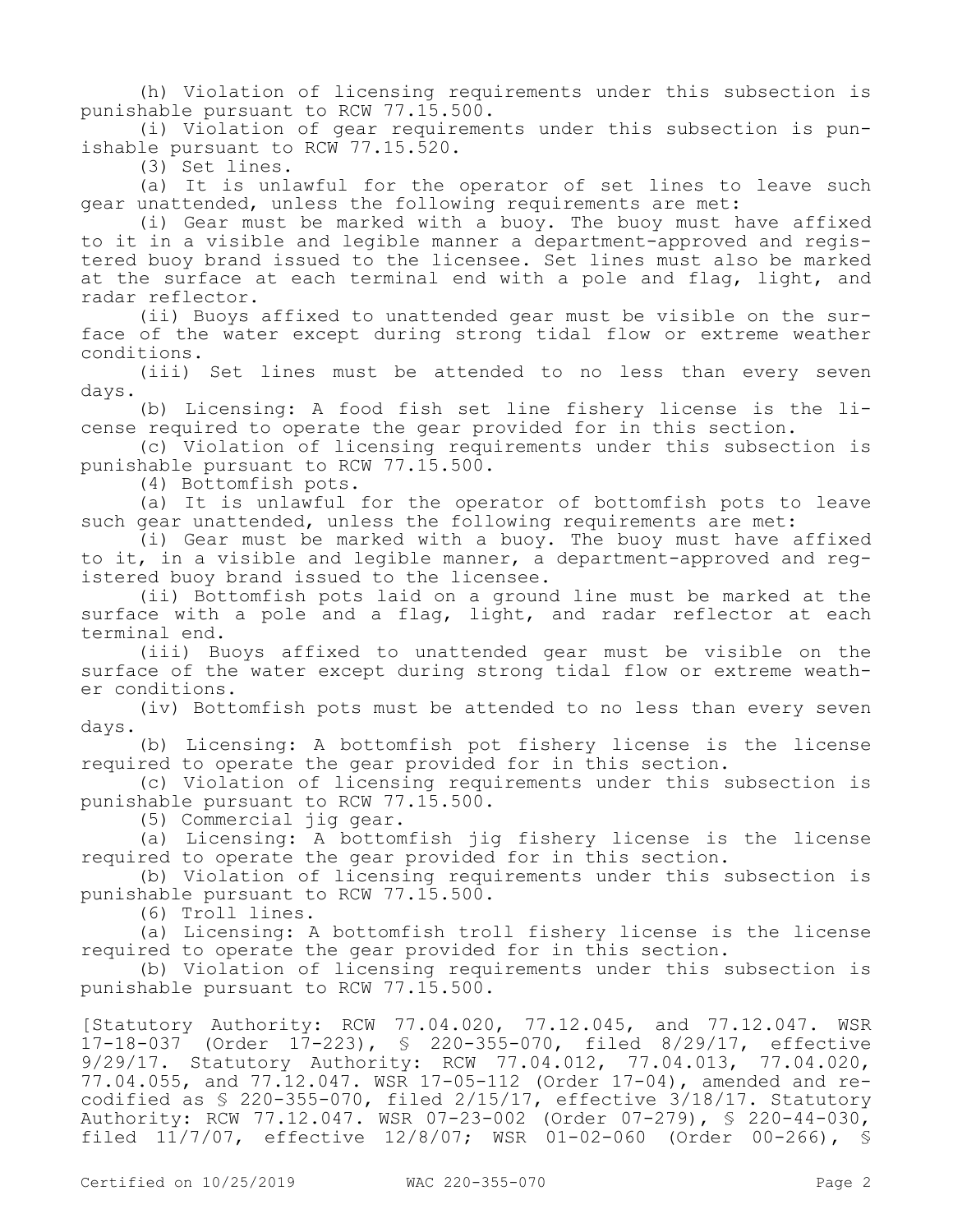(h) Violation of licensing requirements under this subsection is punishable pursuant to RCW 77.15.500.

(i) Violation of gear requirements under this subsection is punishable pursuant to RCW 77.15.520.

(3) Set lines.

(a) It is unlawful for the operator of set lines to leave such gear unattended, unless the following requirements are met:

(i) Gear must be marked with a buoy. The buoy must have affixed to it in a visible and legible manner a department-approved and registered buoy brand issued to the licensee. Set lines must also be marked at the surface at each terminal end with a pole and flag, light, and radar reflector.

(ii) Buoys affixed to unattended gear must be visible on the surface of the water except during strong tidal flow or extreme weather conditions.

(iii) Set lines must be attended to no less than every seven days.

(b) Licensing: A food fish set line fishery license is the license required to operate the gear provided for in this section.

(c) Violation of licensing requirements under this subsection is punishable pursuant to RCW 77.15.500.

(4) Bottomfish pots.

(a) It is unlawful for the operator of bottomfish pots to leave such gear unattended, unless the following requirements are met:

(i) Gear must be marked with a buoy. The buoy must have affixed to it, in a visible and legible manner, a department-approved and registered buoy brand issued to the licensee.

(ii) Bottomfish pots laid on a ground line must be marked at the surface with a pole and a flag, light, and radar reflector at each terminal end.

(iii) Buoys affixed to unattended gear must be visible on the surface of the water except during strong tidal flow or extreme weather conditions.

(iv) Bottomfish pots must be attended to no less than every seven days.

(b) Licensing: A bottomfish pot fishery license is the license required to operate the gear provided for in this section.

(c) Violation of licensing requirements under this subsection is punishable pursuant to RCW 77.15.500.

(5) Commercial jig gear.

(a) Licensing: A bottomfish jig fishery license is the license required to operate the gear provided for in this section.

(b) Violation of licensing requirements under this subsection is punishable pursuant to RCW 77.15.500.

(6) Troll lines.

(a) Licensing: A bottomfish troll fishery license is the license required to operate the gear provided for in this section.

(b) Violation of licensing requirements under this subsection is punishable pursuant to RCW 77.15.500.

[Statutory Authority: RCW 77.04.020, 77.12.045, and 77.12.047. WSR 17-18-037 (Order 17-223), § 220-355-070, filed 8/29/17, effective 9/29/17. Statutory Authority: RCW 77.04.012, 77.04.013, 77.04.020, 77.04.055, and 77.12.047. WSR 17-05-112 (Order 17-04), amended and recodified as § 220-355-070, filed 2/15/17, effective 3/18/17. Statutory Authority: RCW 77.12.047. WSR 07-23-002 (Order 07-279), § 220-44-030, filed 11/7/07, effective 12/8/07; WSR 01-02-060 (Order 00-266), §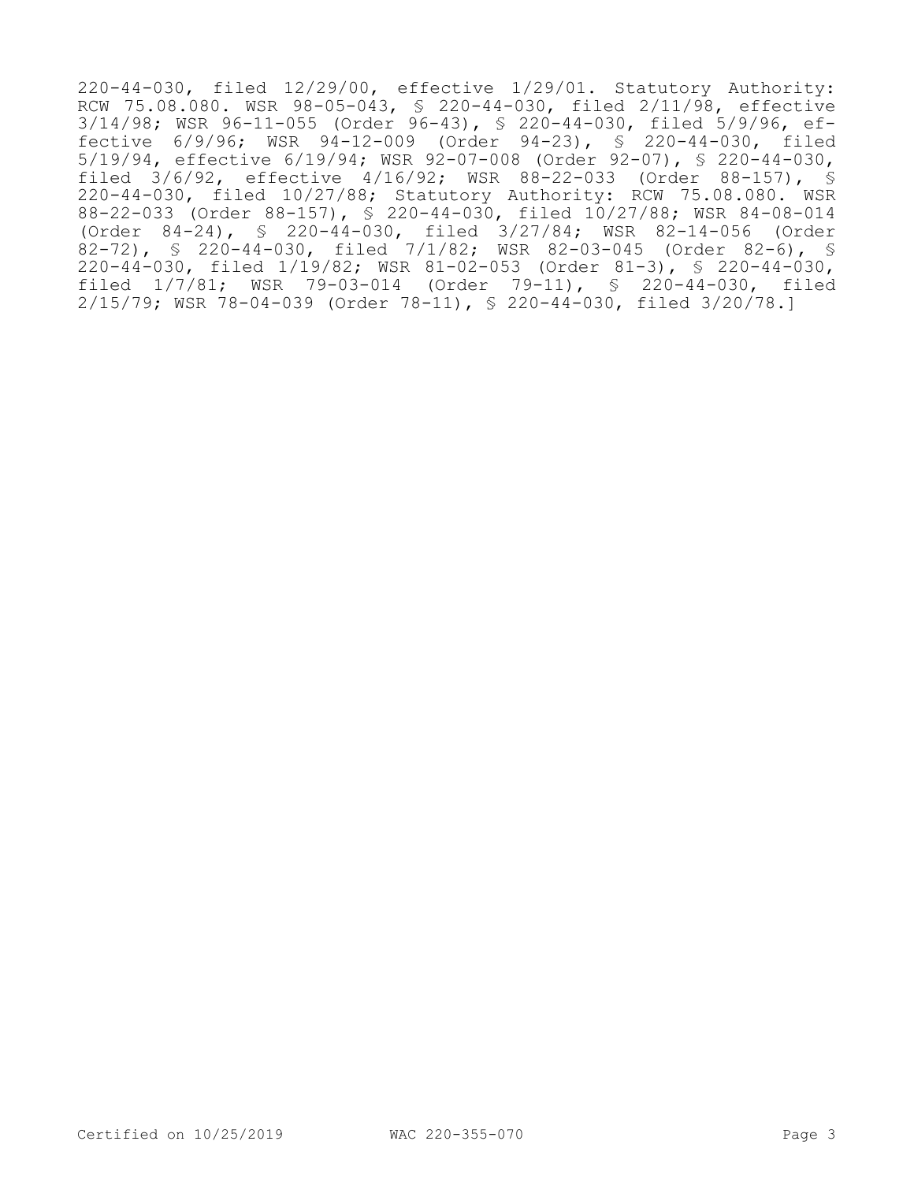220-44-030, filed 12/29/00, effective 1/29/01. Statutory Authority: RCW 75.08.080. WSR 98-05-043, § 220-44-030, filed 2/11/98, effective 3/14/98; WSR 96-11-055 (Order 96-43), § 220-44-030, filed 5/9/96, effective 6/9/96; WSR 94-12-009 (Order 94-23), § 220-44-030, filed 5/19/94, effective 6/19/94; WSR 92-07-008 (Order 92-07), § 220-44-030, filed 3/6/92, effective 4/16/92; WSR 88-22-033 (Order 88-157), § 220-44-030, filed 10/27/88; Statutory Authority: RCW 75.08.080. WSR 88-22-033 (Order 88-157), § 220-44-030, filed 10/27/88; WSR 84-08-014 (Order 84-24), § 220-44-030, filed 3/27/84; WSR 82-14-056 (Order 82-72), § 220-44-030, filed 7/1/82; WSR 82-03-045 (Order 82-6), § 220-44-030, filed 1/19/82; WSR 81-02-053 (Order 81-3), § 220-44-030, filed 1/7/81; WSR 79-03-014 (Order 79-11), § 220-44-030, filed 2/15/79; WSR 78-04-039 (Order 78-11), § 220-44-030, filed 3/20/78.]